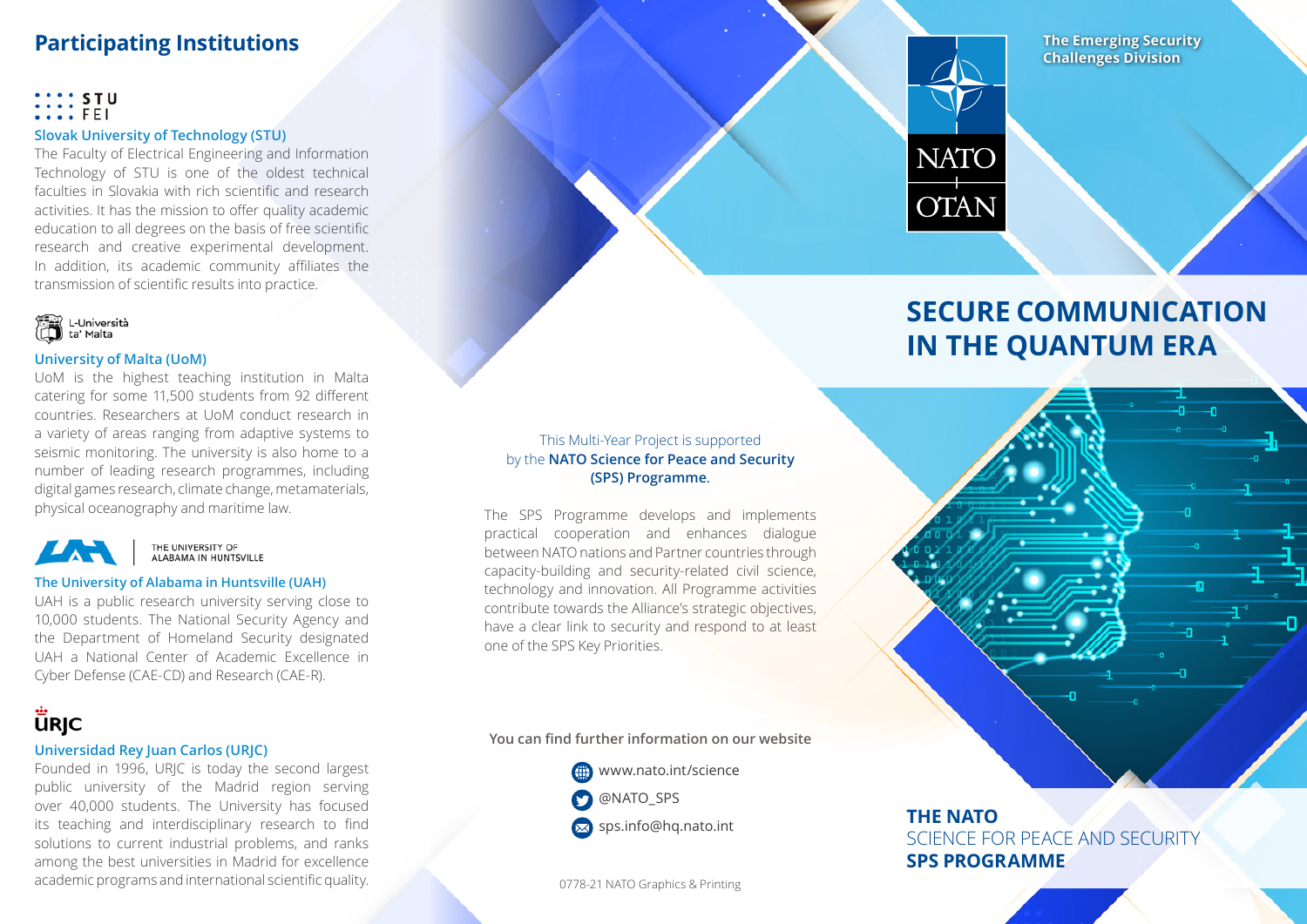## Participating Institutions

STU FEI

### Slovak University of Technology (STU)

The Faculty of Electrical Engineering and Information Technology of STU is one of the oldest technical faculties in Slovakia with rich scientific and research activities. It has the mission to offer quality academic education to all degrees on the basis of free scientific research and creative experimental development. In addition, its academic community affiliates the transmission of scientific results into practice.

L-Università ta' Malta

### University of Malta (UoM)

UoM is the highest teaching institution in Malta catering for some 11,500 students from 92 different countries. Researchers at UoM conduct research in a variety of areas ranging from adaptive systems to seismic monitoring. The university is also home to a number of leading research programmes, including digital games research, climate change, metamaterials, physical oceanography and maritime law.

THE UNIVERSITY OF ALABAMA IN HUNTSVILLE

### The University of Alabama in Huntsville (UAH)

UAH is a public research university serving close to 10,000 students. The National Security Agency and the Department of Homeland Security designated UAH a National Center of Academic Excellence in Cyber Defense (CAE-CD) and Research (CAE-R).

URJC

### Universidad Rey Juan Carlos (URJC)

Founded in 1996, URJC is today the second largest public university of the Madrid region serving over 40,000 students. The University has focused its teaching and interdisciplinary research to find solutions to current industrial problems, and ranks among the best universities in Madrid for excellence academic programs and international scientific quality.

This Multi-Year Project is supported by the **NATO Science for Peace and Security (SPS) Programme.**

The SPS Programme develops and implements practical cooperation and enhances dialogue between NATO nations and Partner countries through capacity-building and security-related civil science, technology and innovation. All Programme activities contribute towards the Alliance's strategic objectives, have a clear link to security and respond to at least one of the SPS Key Priorities.

**You can find further information on our website**

- www.nato.int/science
- @NATO_SPS
- sps.info@hq.nato.int

0778-21 NATO Graphics & Printing

NATO OTAN

**The Emerging Security Challenges Division**

# SECURE COMMUNICATION IN THE QUANTUM ERA

**THE NATO**
SCIENCE FOR PEACE AND SECURITY
**SPS PROGRAMME**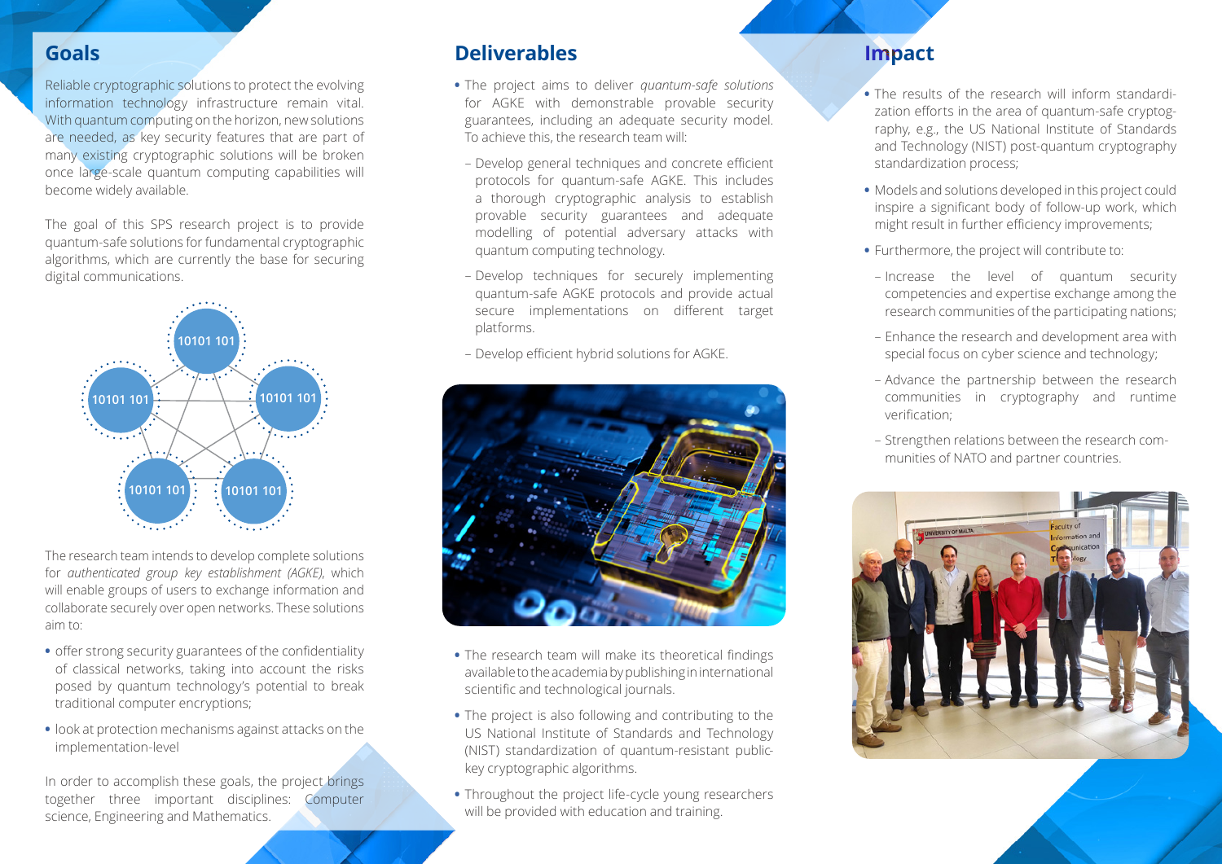## Goals

Reliable cryptographic solutions to protect the evolving information technology infrastructure remain vital. With quantum computing on the horizon, new solutions are needed, as key security features that are part of many existing cryptographic solutions will be broken once large-scale quantum computing capabilities will become widely available.

The goal of this SPS research project is to provide quantum-safe solutions for fundamental cryptographic algorithms, which are currently the base for securing digital communications.

10101 101

10101 101

10101 101

10101 101

10101 101

The research team intends to develop complete solutions for *authenticated group key establishment (AGKE)*, which will enable groups of users to exchange information and collaborate securely over open networks. These solutions aim to:

- offer strong security guarantees of the confidentiality of classical networks, taking into account the risks posed by quantum technology's potential to break traditional computer encryptions;
- look at protection mechanisms against attacks on the implementation-level

In order to accomplish these goals, the project brings together three important disciplines: Computer science, Engineering and Mathematics.

## Deliverables

- The project aims to deliver *quantum-safe solutions* for AGKE with demonstrable provable security guarantees, including an adequate security model. To achieve this, the research team will:
  - Develop general techniques and concrete efficient protocols for quantum-safe AGKE. This includes a thorough cryptographic analysis to establish provable security guarantees and adequate modelling of potential adversary attacks with quantum computing technology.
  - Develop techniques for securely implementing quantum-safe AGKE protocols and provide actual secure implementations on different target platforms.
  - Develop efficient hybrid solutions for AGKE.
- The research team will make its theoretical findings available to the academia by publishing in international scientific and technological journals.
- The project is also following and contributing to the US National Institute of Standards and Technology (NIST) standardization of quantum-resistant public-key cryptographic algorithms.
- Throughout the project life-cycle young researchers will be provided with education and training.

## Impact

- The results of the research will inform standardization efforts in the area of quantum-safe cryptography, e.g., the US National Institute of Standards and Technology (NIST) post-quantum cryptography standardization process;
- Models and solutions developed in this project could inspire a significant body of follow-up work, which might result in further efficiency improvements;
- Furthermore, the project will contribute to:
  - Increase the level of quantum security competencies and expertise exchange among the research communities of the participating nations;
  - Enhance the research and development area with special focus on cyber science and technology;
  - Advance the partnership between the research communities in cryptography and runtime verification;
  - Strengthen relations between the research communities of NATO and partner countries.